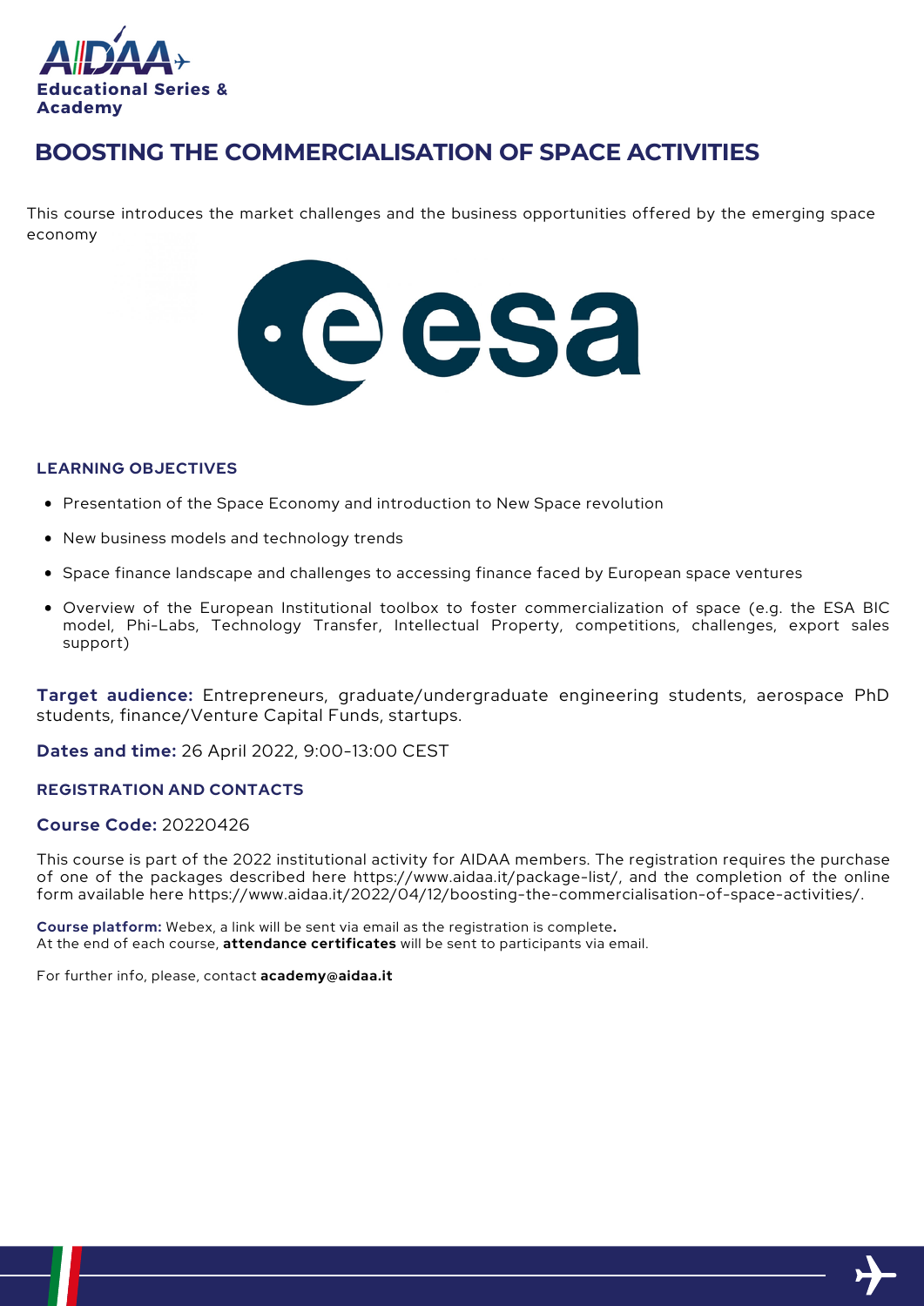AIDAA Educational Series & Academy

# BOOSTING THE COMMERCIALISATION OF SPACE ACTIVITIES

This course introduces the market challenges and the business opportunities offered by the emerging space economy

## LEARNING OBJECTIVES

- Presentation of the Space Economy and introduction to New Space revolution
- New business models and technology trends
- Space finance landscape and challenges to accessing finance faced by European space ventures
- Overview of the European Institutional toolbox to foster commercialization of space (e.g. the ESA BIC model, Phi-Labs, Technology Transfer, Intellectual Property, competitions, challenges, export sales support)

**Target audience:** Entrepreneurs, graduate/undergraduate engineering students, aerospace PhD students, finance/Venture Capital Funds, startups.

**Dates and time:** 26 April 2022, 9:00-13:00 CEST

## REGISTRATION AND CONTACTS

**Course Code:** 20220426

This course is part of the 2022 institutional activity for AIDAA members. The registration requires the purchase of one of the packages described here https://www.aidaa.it/package-list/, and the completion of the online form available here https://www.aidaa.it/2022/04/12/boosting-the-commercialisation-of-space-activities/.

**Course platform:** Webex, a link will be sent via email as the registration is complete**.**
At the end of each course, **attendance certificates** will be sent to participants via email.

For further info, please, contact **academy@aidaa.it**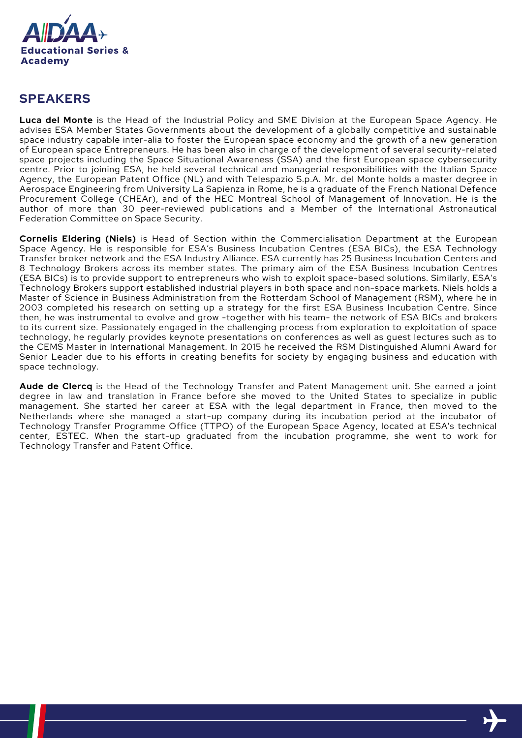## SPEAKERS

**Luca del Monte** is the Head of the Industrial Policy and SME Division at the European Space Agency. He advises ESA Member States Governments about the development of a globally competitive and sustainable space industry capable inter-alia to foster the European space economy and the growth of a new generation of European space Entrepreneurs. He has been also in charge of the development of several security-related space projects including the Space Situational Awareness (SSA) and the first European space cybersecurity centre. Prior to joining ESA, he held several technical and managerial responsibilities with the Italian Space Agency, the European Patent Office (NL) and with Telespazio S.p.A. Mr. del Monte holds a master degree in Aerospace Engineering from University La Sapienza in Rome, he is a graduate of the French National Defence Procurement College (CHEAr), and of the HEC Montreal School of Management of Innovation. He is the author of more than 30 peer-reviewed publications and a Member of the International Astronautical Federation Committee on Space Security.

**Cornelis Eldering (Niels)** is Head of Section within the Commercialisation Department at the European Space Agency. He is responsible for ESA's Business Incubation Centres (ESA BICs), the ESA Technology Transfer broker network and the ESA Industry Alliance. ESA currently has 25 Business Incubation Centers and 8 Technology Brokers across its member states. The primary aim of the ESA Business Incubation Centres (ESA BICs) is to provide support to entrepreneurs who wish to exploit space-based solutions. Similarly, ESA's Technology Brokers support established industrial players in both space and non-space markets. Niels holds a Master of Science in Business Administration from the Rotterdam School of Management (RSM), where he in 2003 completed his research on setting up a strategy for the first ESA Business Incubation Centre. Since then, he was instrumental to evolve and grow -together with his team- the network of ESA BICs and brokers to its current size. Passionately engaged in the challenging process from exploration to exploitation of space technology, he regularly provides keynote presentations on conferences as well as guest lectures such as to the CEMS Master in International Management. In 2015 he received the RSM Distinguished Alumni Award for Senior Leader due to his efforts in creating benefits for society by engaging business and education with space technology.

**Aude de Clercq** is the Head of the Technology Transfer and Patent Management unit. She earned a joint degree in law and translation in France before she moved to the United States to specialize in public management. She started her career at ESA with the legal department in France, then moved to the Netherlands where she managed a start-up company during its incubation period at the incubator of Technology Transfer Programme Office (TTPO) of the European Space Agency, located at ESA's technical center, ESTEC. When the start-up graduated from the incubation programme, she went to work for Technology Transfer and Patent Office.